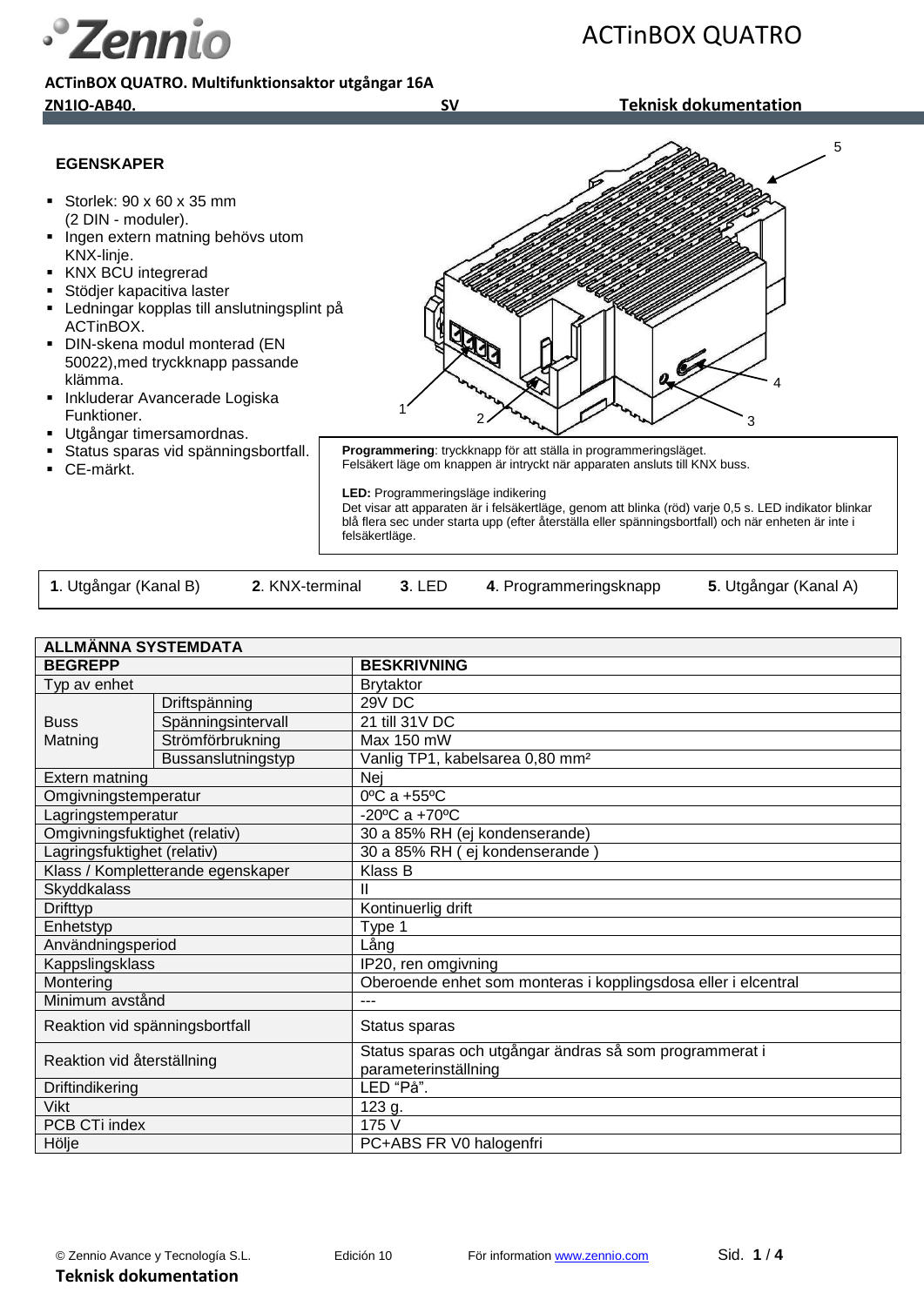# ACTinBOX QUATRO

**ACTinBOX QUATRO. Multifunktionsaktor utgångar 16A**

**ZN1IO-AB40.** **SV** **Teknisk dokumentation**

### EGENSKAPER

- Storlek: 90 x 60 x 35 mm (2 DIN - moduler).
- Ingen extern matning behövs utom KNX-linje.
- KNX BCU integrerad
- Stödjer kapacitiva laster
- Ledningar kopplas till anslutningsplint på ACTinBOX.
- DIN-skena modul monterad (EN 50022),med tryckknapp passande klämma.
- Inkluderar Avancerade Logiska Funktioner.
- Utgångar timersamordnas.
- Status sparas vid spänningsbortfall.
- CE-märkt.

**Programmering**: tryckknapp för att ställa in programmeringsläget.
Felsäkert läge om knappen är intryckt när apparaten ansluts till KNX buss.

**LED:** Programmeringsläge indikering
Det visar att apparaten är i felsäkertläge, genom att blinka (röd) varje 0,5 s. LED indikator blinkar blå flera sec under starta upp (efter återställa eller spänningsbortfall) och när enheten är inte i felsäkertläge.

**1**. Utgångar (Kanal B) **2**. KNX-terminal **3**. LED **4**. Programmeringsknapp **5**. Utgångar (Kanal A)

| ALLMÄNNA SYSTEMDATA | | |
|---|---|---|
| **BEGREPP** | | **BESKRIVNING** |
| Typ av enhet | | Brytaktor |
| Buss Matning | Driftspänning | 29V DC |
| | Spänningsintervall | 21 till 31V DC |
| | Strömförbrukning | Max 150 mW |
| | Bussanslutningstyp | Vanlig TP1, kabelsarea 0,80 mm² |
| Extern matning | | Nej |
| Omgivningstemperatur | | 0ºC a +55ºC |
| Lagringstemperatur | | -20ºC a +70ºC |
| Omgivningsfuktighet (relativ) | | 30 a 85% RH (ej kondenserande) |
| Lagringsfuktighet (relativ) | | 30 a 85% RH ( ej kondenserande ) |
| Klass / Kompletterande egenskaper | | Klass B |
| Skyddkalass | | II |
| Drifttyp | | Kontinuerlig drift |
| Enhetstyp | | Type 1 |
| Användningsperiod | | Lång |
| Kappslingsklass | | IP20, ren omgivning |
| Montering | | Oberoende enhet som monteras i kopplingsdosa eller i elcentral |
| Minimum avstånd | | --- |
| Reaktion vid spänningsbortfall | | Status sparas |
| Reaktion vid återställning | | Status sparas och utgångar ändras så som programmerat i parameterinställning |
| Driftindikering | | LED "På". |
| Vikt | | 123 g. |
| PCB CTi index | | 175 V |
| Hölje | | PC+ABS FR V0 halogenfri |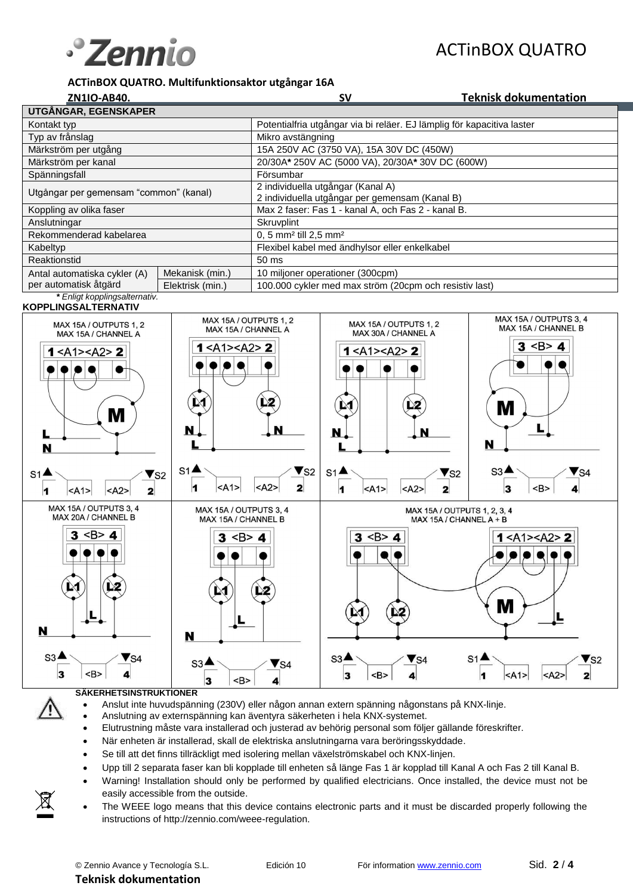**ACTinBOX QUATRO. Multifunktionsaktor utgångar 16A**

**ZN1IO-AB40.** SV **Teknisk dokumentation**

| UTGÅNGAR, EGENSKAPER | | |
|---|---|---|
| Kontakt typ | | Potentialfria utgångar via bi reläer. EJ lämplig för kapacitiva laster |
| Typ av frånslag | | Mikro avstängning |
| Märkström per utgång | | 15A 250V AC (3750 VA), 15A 30V DC (450W) |
| Märkström per kanal | | 20/30A* 250V AC (5000 VA), 20/30A* 30V DC (600W) |
| Spänningsfall | | Försumbar |
| Utgångar per gemensam "common" (kanal) | | 2 individuella utgångar (Kanal A)<br>2 individuella utgångar per gemensam (Kanal B) |
| Koppling av olika faser | | Max 2 faser: Fas 1 - kanal A, och Fas 2 - kanal B. |
| Anslutningar | | Skruvplint |
| Rekommenderad kabelarea | | 0, 5 mm² till 2,5 mm² |
| Kabeltyp | | Flexibel kabel med ändhylsor eller enkelkabel |
| Reaktionstid | | 50 ms |
| Antal automatiska cykler (A) per automatisk åtgärd | Mekanisk (min.) | 10 miljoner operationer (300cpm) |
| | Elektrisk (min.) | 100.000 cykler med max ström (20cpm och resistiv last) |

***** *Enligt kopplingsalternativ.*

**KOPPLINGSALTERNATIV**

| | | | |
|---|---|---|---|
| MAX 15A / OUTPUTS 1, 2<br>MAX 15A / CHANNEL A | MAX 15A / OUTPUTS 1, 2<br>MAX 15A / CHANNEL A | MAX 15A / OUTPUTS 1, 2<br>MAX 30A / CHANNEL A | MAX 15A / OUTPUTS 3, 4<br>MAX 15A / CHANNEL B |
| MAX 15A / OUTPUTS 3, 4<br>MAX 20A / CHANNEL B | MAX 15A / OUTPUTS 3, 4<br>MAX 15A / CHANNEL B | MAX 15A / OUTPUTS 1, 2, 3, 4<br>MAX 15A / CHANNEL A + B | |

**SÄKERHETSINSTRUKTIONER**

- Anslut inte huvudspänning (230V) eller någon annan extern spänning någonstans på KNX-linje.
- Anslutning av externspänning kan äventyra säkerheten i hela KNX-systemet.
- Elutrustning måste vara installerad och justerad av behörig personal som följer gällande föreskrifter.
- När enheten är installerad, skall de elektriska anslutningarna vara beröringsskyddade.
- Se till att det finns tillräckligt med isolering mellan växelströmskabel och KNX-linjen.
- Upp till 2 separata faser kan bli kopplade till enheten så länge Fas 1 är kopplad till Kanal A och Fas 2 till Kanal B.
- Warning! Installation should only be performed by qualified electricians. Once installed, the device must not be easily accessible from the outside.
- The WEEE logo means that this device contains electronic parts and it must be discarded properly following the instructions of http://zennio.com/weee-regulation.

© Zennio Avance y Tecnología S.L. Edición 10 För information www.zennio.com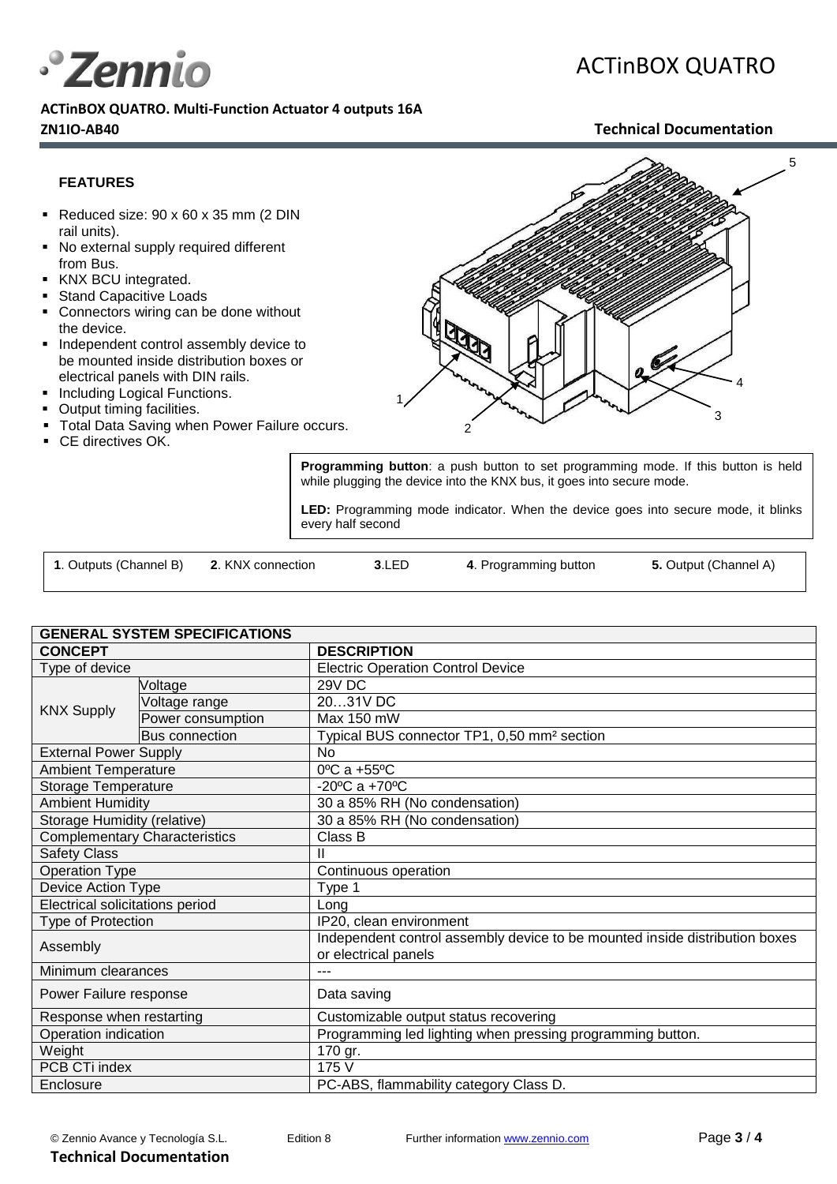**ACTinBOX QUATRO. Multi-Function Actuator 4 outputs 16A**

**ZN1IO-AB40**

### FEATURES

- Reduced size: 90 x 60 x 35 mm (2 DIN rail units).
- No external supply required different from Bus.
- KNX BCU integrated.
- Stand Capacitive Loads
- Connectors wiring can be done without the device.
- Independent control assembly device to be mounted inside distribution boxes or electrical panels with DIN rails.
- Including Logical Functions.
- Output timing facilities.
- Total Data Saving when Power Failure occurs.
- CE directives OK.

**Programming button**: a push button to set programming mode. If this button is held while plugging the device into the KNX bus, it goes into secure mode.

**LED:** Programming mode indicator. When the device goes into secure mode, it blinks every half second

**1**. Outputs (Channel B) **2**. KNX connection **3**.LED **4**. Programming button **5.** Output (Channel A)

| GENERAL SYSTEM SPECIFICATIONS | | |
|---|---|---|
| **CONCEPT** | | **DESCRIPTION** |
| Type of device | | Electric Operation Control Device |
| KNX Supply | Voltage | 29V DC |
| | Voltage range | 20…31V DC |
| | Power consumption | Max 150 mW |
| | Bus connection | Typical BUS connector TP1, 0,50 mm² section |
| External Power Supply | | No |
| Ambient Temperature | | 0ºC a +55ºC |
| Storage Temperature | | -20ºC a +70ºC |
| Ambient Humidity | | 30 a 85% RH (No condensation) |
| Storage Humidity (relative) | | 30 a 85% RH (No condensation) |
| Complementary Characteristics | | Class B |
| Safety Class | | II |
| Operation Type | | Continuous operation |
| Device Action Type | | Type 1 |
| Electrical solicitations period | | Long |
| Type of Protection | | IP20, clean environment |
| Assembly | | Independent control assembly device to be mounted inside distribution boxes or electrical panels |
| Minimum clearances | | --- |
| Power Failure response | | Data saving |
| Response when restarting | | Customizable output status recovering |
| Operation indication | | Programming led lighting when pressing programming button. |
| Weight | | 170 gr. |
| PCB CTi index | | 175 V |
| Enclosure | | PC-ABS, flammability category Class D. |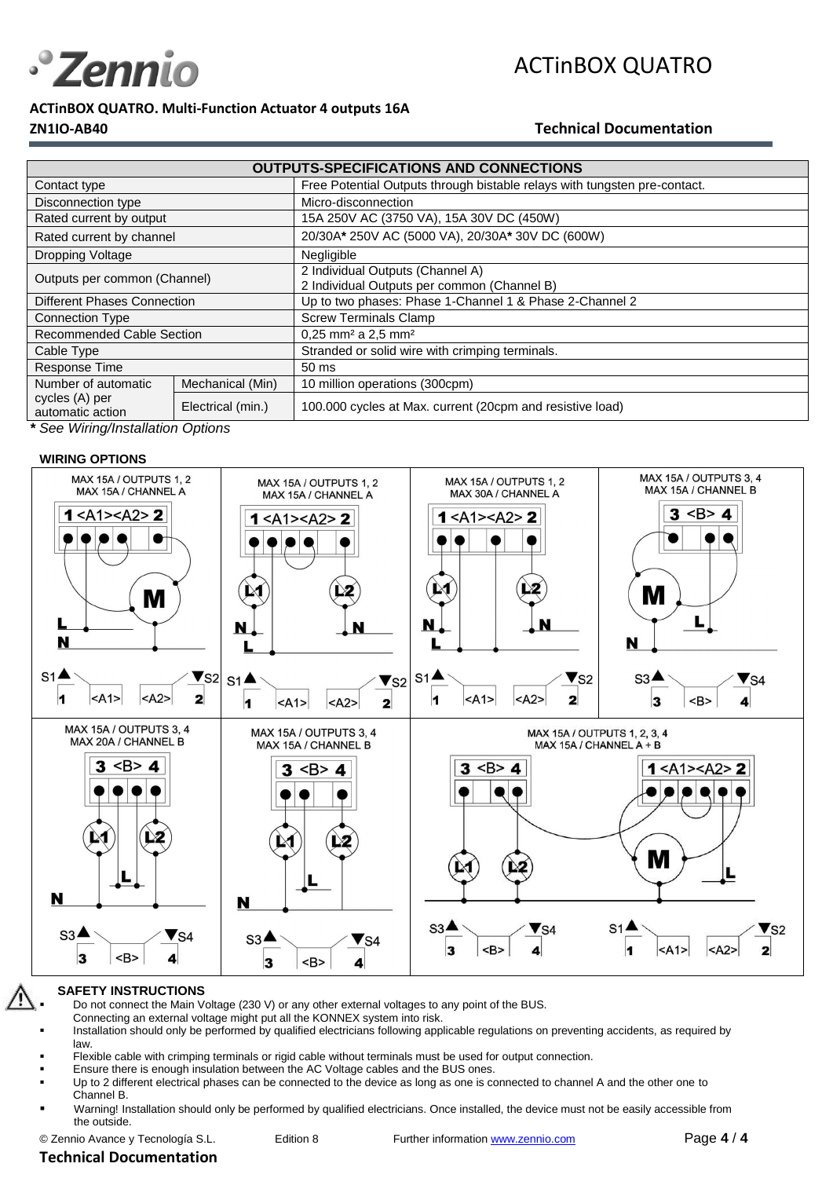**ACTinBOX QUATRO. Multi-Function Actuator 4 outputs 16A**

**ZN1IO-AB40**

| OUTPUTS-SPECIFICATIONS AND CONNECTIONS | | |
|---|---|---|
| Contact type | | Free Potential Outputs through bistable relays with tungsten pre-contact. |
| Disconnection type | | Micro-disconnection |
| Rated current by output | | 15A 250V AC (3750 VA), 15A 30V DC (450W) |
| Rated current by channel | | 20/30A* 250V AC (5000 VA), 20/30A* 30V DC (600W) |
| Dropping Voltage | | Negligible |
| Outputs per common (Channel) | | 2 Individual Outputs (Channel A)<br>2 Individual Outputs per common (Channel B) |
| Different Phases Connection | | Up to two phases: Phase 1-Channel 1 & Phase 2-Channel 2 |
| Connection Type | | Screw Terminals Clamp |
| Recommended Cable Section | | 0,25 mm² a 2,5 mm² |
| Cable Type | | Stranded or solid wire with crimping terminals. |
| Response Time | | 50 ms |
| Number of automatic cycles (A) per automatic action | Mechanical (Min) | 10 million operations (300cpm) |
| | Electrical (min.) | 100.000 cycles at Max. current (20cpm and resistive load) |

*** *See Wiring/Installation Options***

**WIRING OPTIONS**

MAX 15A / OUTPUTS 1, 2
MAX 15A / CHANNEL A

MAX 15A / OUTPUTS 1, 2
MAX 15A / CHANNEL A

MAX 15A / OUTPUTS 1, 2
MAX 30A / CHANNEL A

MAX 15A / OUTPUTS 3, 4
MAX 15A / CHANNEL B

MAX 15A / OUTPUTS 3, 4
MAX 20A / CHANNEL B

MAX 15A / OUTPUTS 3, 4
MAX 15A / CHANNEL B

MAX 15A / OUTPUTS 1, 2, 3, 4
MAX 15A / CHANNEL A + B

**SAFETY INSTRUCTIONS**

- Do not connect the Main Voltage (230 V) or any other external voltages to any point of the BUS. Connecting an external voltage might put all the KONNEX system into risk.
- Installation should only be performed by qualified electricians following applicable regulations on preventing accidents, as required by law.
- Flexible cable with crimping terminals or rigid cable without terminals must be used for output connection.
- Ensure there is enough insulation between the AC Voltage cables and the BUS ones.
- Up to 2 different electrical phases can be connected to the device as long as one is connected to channel A and the other one to Channel B.
- Warning! Installation should only be performed by qualified electricians. Once installed, the device must not be easily accessible from the outside.

© Zennio Avance y Tecnología S.L. Edition 8 Further information www.zennio.com